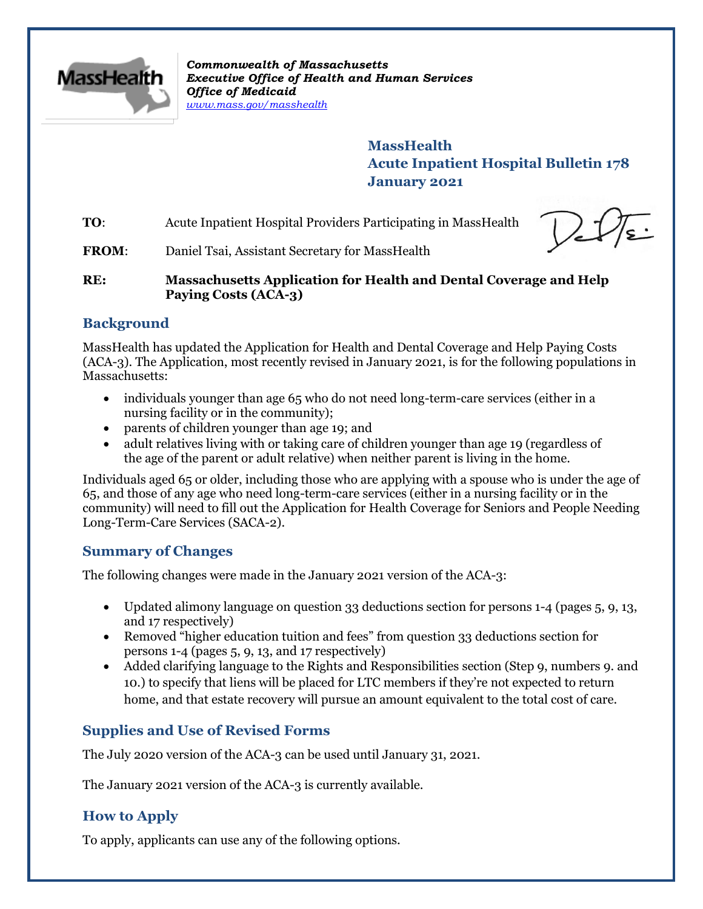*Commonwealth of Massachusetts*
***Executive Office of Health and Human Services***
***Office of Medicaid***
*www.mass.gov/masshealth*

# MassHealth
# Acute Inpatient Hospital Bulletin 178
# January 2021

**TO**: Acute Inpatient Hospital Providers Participating in MassHealth

**FROM**: Daniel Tsai, Assistant Secretary for MassHealth

**RE: Massachusetts Application for Health and Dental Coverage and Help Paying Costs (ACA-3)**

## Background

MassHealth has updated the Application for Health and Dental Coverage and Help Paying Costs (ACA-3). The Application, most recently revised in January 2021, is for the following populations in Massachusetts:

- individuals younger than age 65 who do not need long-term-care services (either in a nursing facility or in the community);
- parents of children younger than age 19; and
- adult relatives living with or taking care of children younger than age 19 (regardless of the age of the parent or adult relative) when neither parent is living in the home.

Individuals aged 65 or older, including those who are applying with a spouse who is under the age of 65, and those of any age who need long-term-care services (either in a nursing facility or in the community) will need to fill out the Application for Health Coverage for Seniors and People Needing Long-Term-Care Services (SACA-2).

## Summary of Changes

The following changes were made in the January 2021 version of the ACA-3:

- Updated alimony language on question 33 deductions section for persons 1-4 (pages 5, 9, 13, and 17 respectively)
- Removed "higher education tuition and fees" from question 33 deductions section for persons 1-4 (pages 5, 9, 13, and 17 respectively)
- Added clarifying language to the Rights and Responsibilities section (Step 9, numbers 9. and 10.) to specify that liens will be placed for LTC members if they're not expected to return home, and that estate recovery will pursue an amount equivalent to the total cost of care.

## Supplies and Use of Revised Forms

The July 2020 version of the ACA-3 can be used until January 31, 2021.

The January 2021 version of the ACA-3 is currently available.

## How to Apply

To apply, applicants can use any of the following options.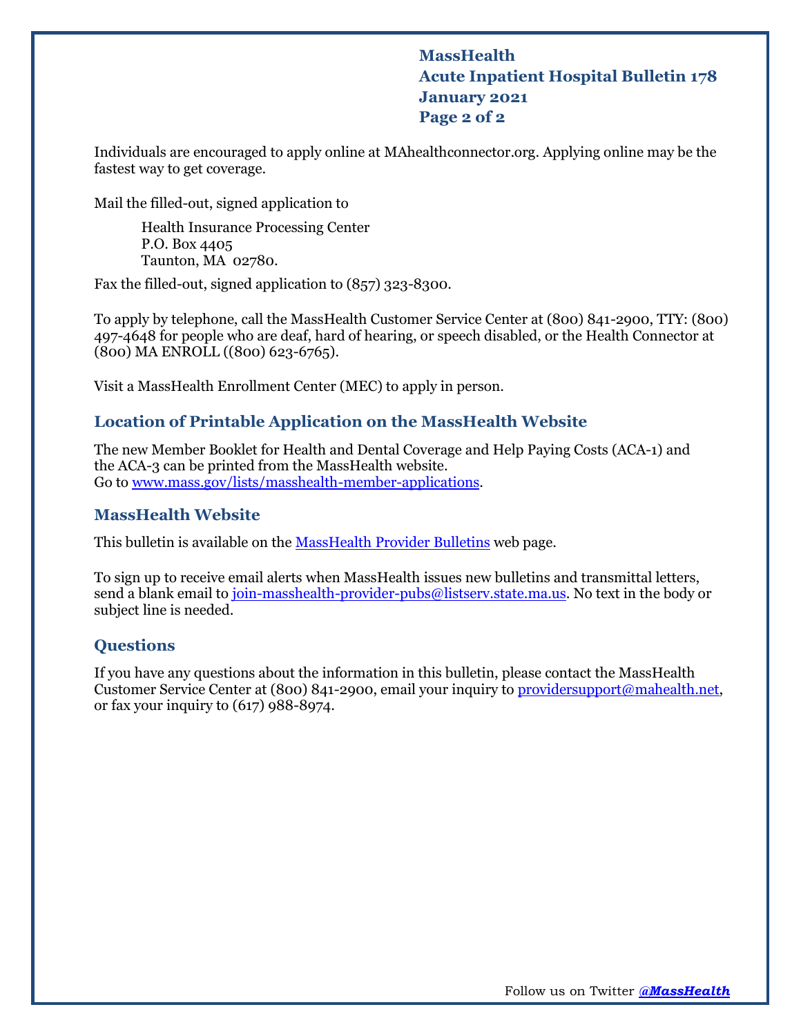Individuals are encouraged to apply online at MAhealthconnector.org. Applying online may be the fastest way to get coverage.

Mail the filled-out, signed application to

Health Insurance Processing Center
P.O. Box 4405
Taunton, MA 02780.

Fax the filled-out, signed application to (857) 323-8300.

To apply by telephone, call the MassHealth Customer Service Center at (800) 841-2900, TTY: (800) 497-4648 for people who are deaf, hard of hearing, or speech disabled, or the Health Connector at (800) MA ENROLL ((800) 623-6765).

Visit a MassHealth Enrollment Center (MEC) to apply in person.

## Location of Printable Application on the MassHealth Website

The new Member Booklet for Health and Dental Coverage and Help Paying Costs (ACA-1) and the ACA-3 can be printed from the MassHealth website.
Go to [www.mass.gov/lists/masshealth-member-applications](www.mass.gov/lists/masshealth-member-applications).

## MassHealth Website

This bulletin is available on the MassHealth Provider Bulletins web page.

To sign up to receive email alerts when MassHealth issues new bulletins and transmittal letters, send a blank email to join-masshealth-provider-pubs@listserv.state.ma.us. No text in the body or subject line is needed.

## Questions

If you have any questions about the information in this bulletin, please contact the MassHealth Customer Service Center at (800) 841-2900, email your inquiry to providersupport@mahealth.net, or fax your inquiry to (617) 988-8974.

Follow us on Twitter ***@MassHealth***